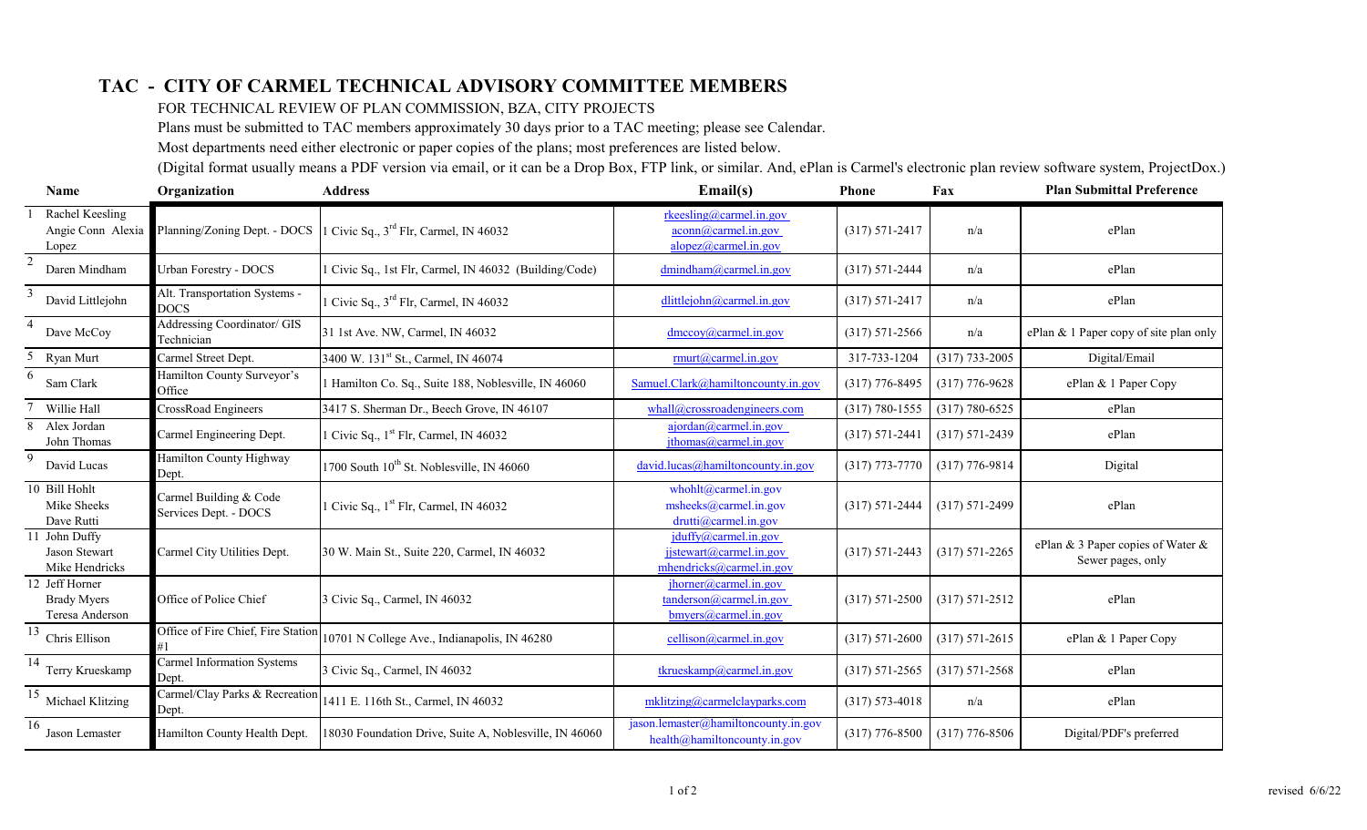# TAC - CITY OF CARMEL TECHNICAL ADVISORY COMMITTEE MEMBERS

FOR TECHNICAL REVIEW OF PLAN COMMISSION, BZA, CITY PROJECTS

Plans must be submitted to TAC members approximately 30 days prior to a TAC meeting; please see Calendar.

Most departments need either electronic or paper copies of the plans; most preferences are listed below.

(Digital format usually means a PDF version via email, or it can be a Drop Box, FTP link, or similar. And, ePlan is Carmel's electronic plan review software system, ProjectDox.)

| | Name | Organization | Address | Email(s) | Phone | Fax | Plan Submittal Preference |
|---|---|---|---|---|---|---|---|
| 1 | Rachel Keesling<br>Angie Conn Alexia Lopez | Planning/Zoning Dept. - DOCS | 1 Civic Sq., 3rd Flr, Carmel, IN 46032 | rkeesling@carmel.in.gov<br>aconn@carmel.in.gov<br>alopez@carmel.in.gov | (317) 571-2417 | n/a | ePlan |
| 2 | Daren Mindham | Urban Forestry - DOCS | 1 Civic Sq., 1st Flr, Carmel, IN 46032 (Building/Code) | dmindham@carmel.in.gov | (317) 571-2444 | n/a | ePlan |
| 3 | David Littlejohn | Alt. Transportation Systems - DOCS | 1 Civic Sq., 3rd Flr, Carmel, IN 46032 | dlittlejohn@carmel.in.gov | (317) 571-2417 | n/a | ePlan |
| 4 | Dave McCoy | Addressing Coordinator/ GIS Technician | 31 1st Ave. NW, Carmel, IN 46032 | dmccoy@carmel.in.gov | (317) 571-2566 | n/a | ePlan & 1 Paper copy of site plan only |
| 5 | Ryan Murt | Carmel Street Dept. | 3400 W. 131st St., Carmel, IN 46074 | rmurt@carmel.in.gov | 317-733-1204 | (317) 733-2005 | Digital/Email |
| 6 | Sam Clark | Hamilton County Surveyor's Office | 1 Hamilton Co. Sq., Suite 188, Noblesville, IN 46060 | Samuel.Clark@hamiltoncounty.in.gov | (317) 776-8495 | (317) 776-9628 | ePlan & 1 Paper Copy |
| 7 | Willie Hall | CrossRoad Engineers | 3417 S. Sherman Dr., Beech Grove, IN 46107 | whall@crossroadengineers.com | (317) 780-1555 | (317) 780-6525 | ePlan |
| 8 | Alex Jordan<br>John Thomas | Carmel Engineering Dept. | 1 Civic Sq., 1st Flr, Carmel, IN 46032 | ajordan@carmel.in.gov<br>jthomas@carmel.in.gov | (317) 571-2441 | (317) 571-2439 | ePlan |
| 9 | David Lucas | Hamilton County Highway Dept. | 1700 South 10th St. Noblesville, IN 46060 | david.lucas@hamiltoncounty.in.gov | (317) 773-7770 | (317) 776-9814 | Digital |
| 10 | Bill Hohlt<br>Mike Sheeks<br>Dave Rutti | Carmel Building & Code Services Dept. - DOCS | 1 Civic Sq., 1st Flr, Carmel, IN 46032 | whohlt@carmel.in.gov<br>msheeks@carmel.in.gov<br>drutti@carmel.in.gov | (317) 571-2444 | (317) 571-2499 | ePlan |
| 11 | John Duffy<br>Jason Stewart<br>Mike Hendricks | Carmel City Utilities Dept. | 30 W. Main St., Suite 220, Carmel, IN 46032 | jduffy@carmel.in.gov<br>jjstewart@carmel.in.gov<br>mhendricks@carmel.in.gov | (317) 571-2443 | (317) 571-2265 | ePlan & 3 Paper copies of Water & Sewer pages, only |
| 12 | Jeff Horner<br>Brady Myers<br>Teresa Anderson | Office of Police Chief | 3 Civic Sq., Carmel, IN 46032 | jhorner@carmel.in.gov<br>tanderson@carmel.in.gov<br>bmyers@carmel.in.gov | (317) 571-2500 | (317) 571-2512 | ePlan |
| 13 | Chris Ellison | Office of Fire Chief, Fire Station #1 | 10701 N College Ave., Indianapolis, IN 46280 | cellison@carmel.in.gov | (317) 571-2600 | (317) 571-2615 | ePlan & 1 Paper Copy |
| 14 | Terry Krueskamp | Carmel Information Systems Dept. | 3 Civic Sq., Carmel, IN 46032 | tkrueskamp@carmel.in.gov | (317) 571-2565 | (317) 571-2568 | ePlan |
| 15 | Michael Klitzing | Carmel/Clay Parks & Recreation Dept. | 1411 E. 116th St., Carmel, IN 46032 | mklitzing@carmelclayparks.com | (317) 573-4018 | n/a | ePlan |
| 16 | Jason Lemaster | Hamilton County Health Dept. | 18030 Foundation Drive, Suite A, Noblesville, IN 46060 | jason.lemaster@hamiltoncounty.in.gov<br>health@hamiltoncounty.in.gov | (317) 776-8500 | (317) 776-8506 | Digital/PDF's preferred |

revised 6/6/22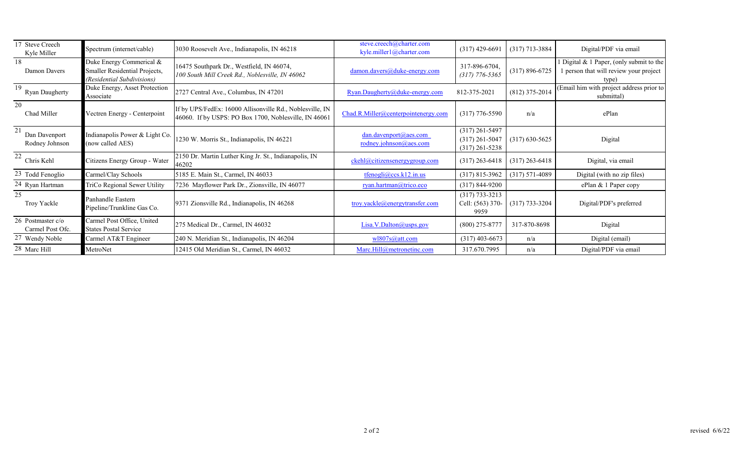| | | | | | | | |
|---|---|---|---|---|---|---|---|
| 17 | Steve Creech<br>Kyle Miller | Spectrum (internet/cable) | 3030 Roosevelt Ave., Indianapolis, IN 46218 | steve.creech@charter.com<br>kyle.miller1@charter.com | (317) 429-6691 | (317) 713-3884 | Digital/PDF via email |
| 18 | Damon Davers | Duke Energy Commerical & Smaller Residential Projects, *(Residential Subdivisions)* | 16475 Southpark Dr., Westfield, IN 46074, *100 South Mill Creek Rd., Noblesville, IN 46062* | damon.davers@duke-energy.com | 317-896-6704, *(317) 776-5365* | (317) 896-6725 | 1 Digital & 1 Paper, (only submit to the 1 person that will review your project type) |
| 19 | Ryan Daugherty | Duke Energy, Asset Protection Associate | 2727 Central Ave., Columbus, IN 47201 | Ryan.Daugherty@duke-energy.com | 812-375-2021 | (812) 375-2014 | (Email him with project address prior to submittal) |
| 20 | Chad Miller | Vectren Energy - Centerpoint | If by UPS/FedEx: 16000 Allisonville Rd., Noblesville, IN 46060. If by USPS: PO Box 1700, Noblesville, IN 46061 | Chad.R.Miller@centerpointenergy.com | (317) 776-5590 | n/a | ePlan |
| 21 | Dan Davenport<br>Rodney Johnson | Indianapolis Power & Light Co. (now called AES) | 1230 W. Morris St., Indianapolis, IN 46221 | dan.davenport@aes.com<br>rodney.johnson@aes.com | (317) 261-5497<br>(317) 261-5047<br>(317) 261-5238 | (317) 630-5625 | Digital |
| 22 | Chris Kehl | Citizens Energy Group - Water | 2150 Dr. Martin Luther King Jr. St., Indianapolis, IN 46202 | ckehl@citizensenergygroup.com | (317) 263-6418 | (317) 263-6418 | Digital, via email |
| 23 | Todd Fenoglio | Carmel/Clay Schools | 5185 E. Main St., Carmel, IN 46033 | tfenogli@ccs.k12.in.us | (317) 815-3962 | (317) 571-4089 | Digital (with no zip files) |
| 24 | Ryan Hartman | TriCo Regional Sewer Utility | 7236 Mayflower Park Dr., Zionsville, IN 46077 | ryan.hartman@trico.eco | (317) 844-9200 | | ePlan & 1 Paper copy |
| 25 | Troy Yackle | Panhandle Eastern Pipeline/Trunkline Gas Co. | 9371 Zionsville Rd., Indianapolis, IN 46268 | troy.yackle@energytransfer.com | (317) 733-3213<br>Cell: (563) 370-9959 | (317) 733-3204 | Digital/PDF's preferred |
| 26 | Postmaster c/o Carmel Post Ofc. | Carmel Post Office, United States Postal Service | 275 Medical Dr., Carmel, IN 46032 | Lisa.V.Dalton@usps.gov | (800) 275-8777 | 317-870-8698 | Digital |
| 27 | Wendy Noble | Carmel AT&T Engineer | 240 N. Meridian St., Indianapolis, IN 46204 | wl807s@att.com | (317) 403-6673 | n/a | Digital (email) |
| 28 | Marc Hill | MetroNet | 12415 Old Meridian St., Carmel, IN 46032 | Marc.Hill@metronetinc.com | 317.670.7995 | n/a | Digital/PDF via email |

revised 6/6/22